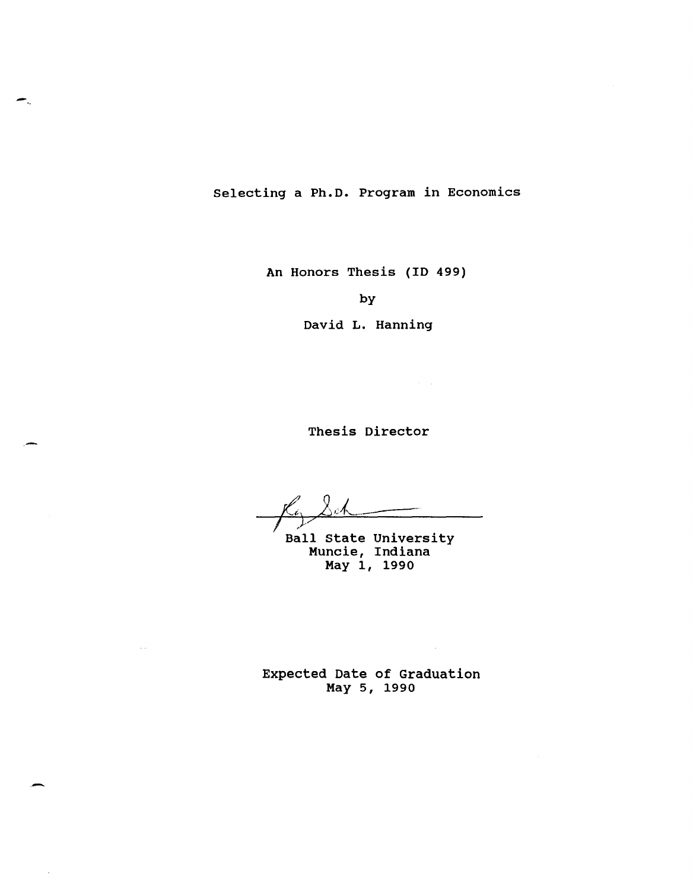# Selecting a Ph.D. Program in Economics

An Honors Thesis (ID 499)

by

David L. Hanning

Thesis Director

Ball State University
Muncie, Indiana
May 1, 1990

Expected Date of Graduation
May 5, 1990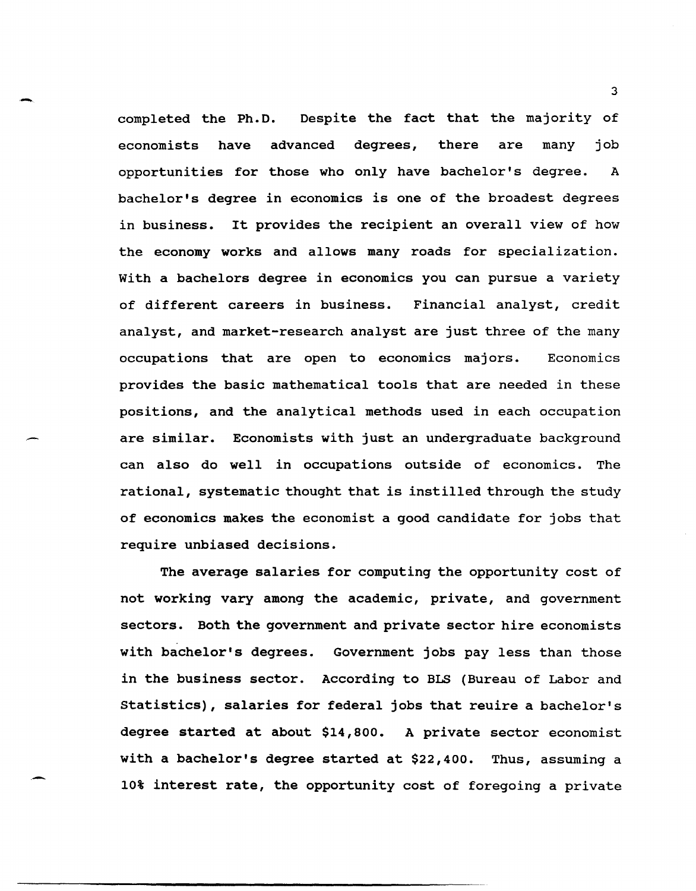completed the Ph.D. Despite the fact that the majority of economists have advanced degrees, there are many job opportunities for those who only have bachelor's degree. A bachelor's degree in economics is one of the broadest degrees in business. It provides the recipient an overall view of how the economy works and allows many roads for specialization. With a bachelors degree in economics you can pursue a variety of different careers in business. Financial analyst, credit analyst, and market-research analyst are just three of the many occupations that are open to economics majors. Economics provides the basic mathematical tools that are needed in these positions, and the analytical methods used in each occupation are similar. Economists with just an undergraduate background can also do well in occupations outside of economics. The rational, systematic thought that is instilled through the study of economics makes the economist a good candidate for jobs that require unbiased decisions.

The average salaries for computing the opportunity cost of not working vary among the academic, private, and government sectors. Both the government and private sector hire economists with bachelor's degrees. Government jobs pay less than those in the business sector. According to BLS (Bureau of Labor and Statistics), salaries for federal jobs that reuire a bachelor's degree started at about $14,800. A private sector economist with a bachelor's degree started at $22,400. Thus, assuming a 10% interest rate, the opportunity cost of foregoing a private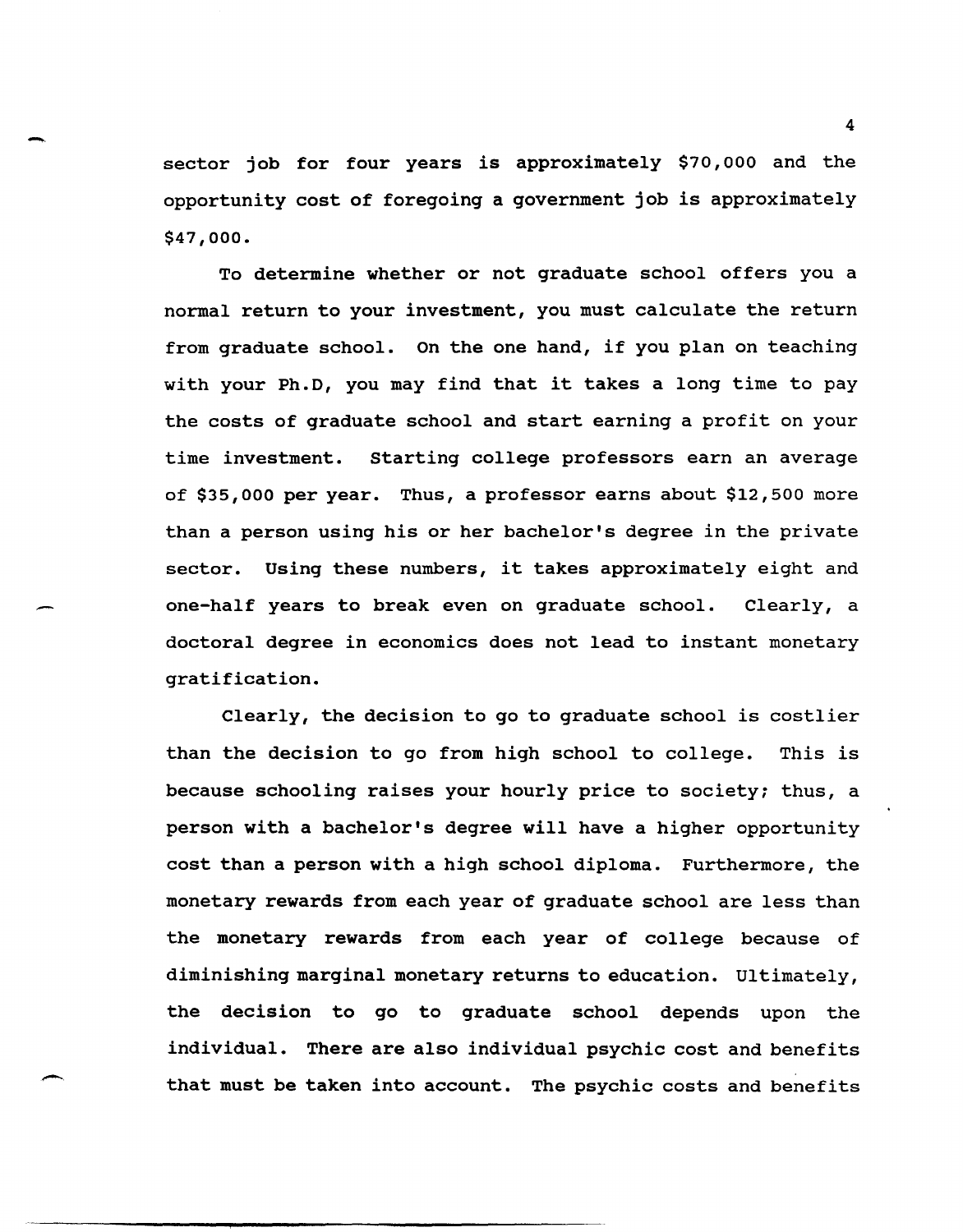sector job for four years is approximately $70,000 and the opportunity cost of foregoing a government job is approximately $47,000.

To determine whether or not graduate school offers you a normal return to your investment, you must calculate the return from graduate school. On the one hand, if you plan on teaching with your Ph.D, you may find that it takes a long time to pay the costs of graduate school and start earning a profit on your time investment. Starting college professors earn an average of $35,000 per year. Thus, a professor earns about $12,500 more than a person using his or her bachelor's degree in the private sector. Using these numbers, it takes approximately eight and one-half years to break even on graduate school. Clearly, a doctoral degree in economics does not lead to instant monetary gratification.

Clearly, the decision to go to graduate school is costlier than the decision to go from high school to college. This is because schooling raises your hourly price to society; thus, a person with a bachelor's degree will have a higher opportunity cost than a person with a high school diploma. Furthermore, the monetary rewards from each year of graduate school are less than the monetary rewards from each year of college because of diminishing marginal monetary returns to education. Ultimately, the decision to go to graduate school depends upon the individual. There are also individual psychic cost and benefits that must be taken into account. The psychic costs and benefits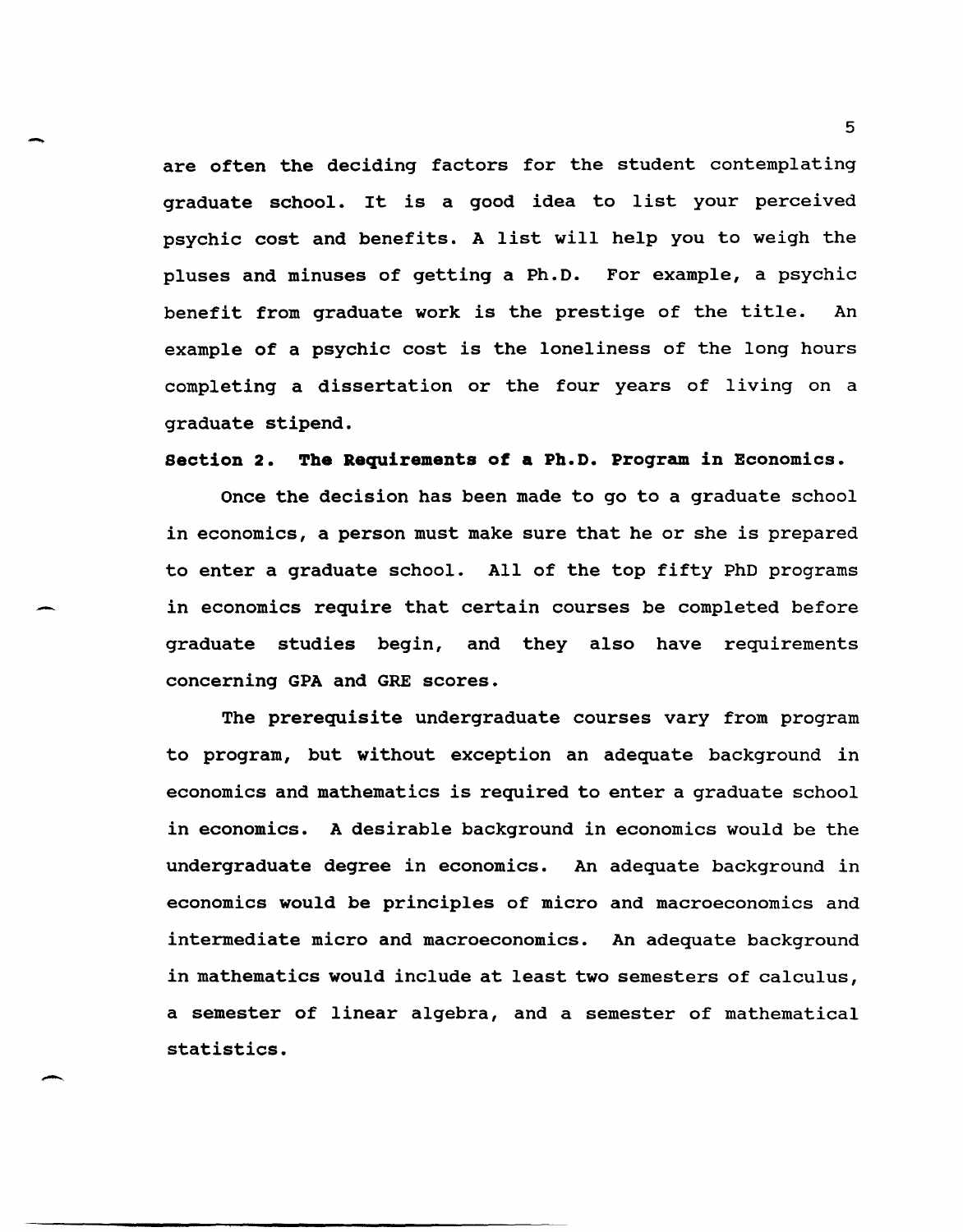are often the deciding factors for the student contemplating graduate school. It is a good idea to list your perceived psychic cost and benefits. A list will help you to weigh the pluses and minuses of getting a Ph.D. For example, a psychic benefit from graduate work is the prestige of the title. An example of a psychic cost is the loneliness of the long hours completing a dissertation or the four years of living on a graduate stipend.

**Section 2. The Requirements of a Ph.D. Program in Economics.**

Once the decision has been made to go to a graduate school in economics, a person must make sure that he or she is prepared to enter a graduate school. All of the top fifty PhD programs in economics require that certain courses be completed before graduate studies begin, and they also have requirements concerning GPA and GRE scores.

The prerequisite undergraduate courses vary from program to program, but without exception an adequate background in economics and mathematics is required to enter a graduate school in economics. A desirable background in economics would be the undergraduate degree in economics. An adequate background in economics would be principles of micro and macroeconomics and intermediate micro and macroeconomics. An adequate background in mathematics would include at least two semesters of calculus, a semester of linear algebra, and a semester of mathematical statistics.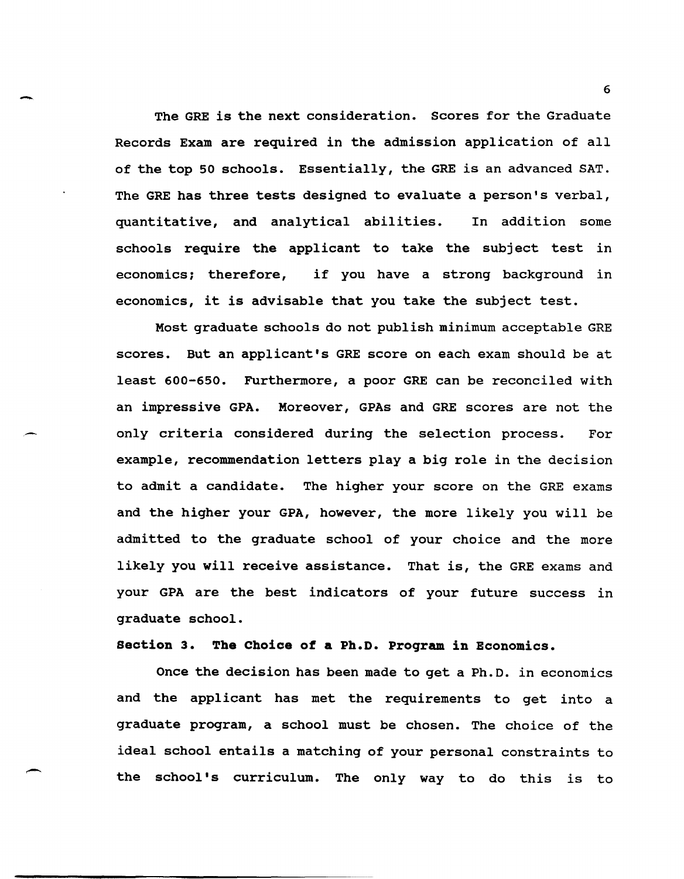The GRE is the next consideration. Scores for the Graduate Records Exam are required in the admission application of all of the top 50 schools. Essentially, the GRE is an advanced SAT. The GRE has three tests designed to evaluate a person's verbal, quantitative, and analytical abilities. In addition some schools require the applicant to take the subject test in economics; therefore, if you have a strong background in economics, it is advisable that you take the subject test.

Most graduate schools do not publish minimum acceptable GRE scores. But an applicant's GRE score on each exam should be at least 600-650. Furthermore, a poor GRE can be reconciled with an impressive GPA. Moreover, GPAs and GRE scores are not the only criteria considered during the selection process. For example, recommendation letters play a big role in the decision to admit a candidate. The higher your score on the GRE exams and the higher your GPA, however, the more likely you will be admitted to the graduate school of your choice and the more likely you will receive assistance. That is, the GRE exams and your GPA are the best indicators of your future success in graduate school.

**Section 3. The Choice of a Ph.D. Program in Economics.**

Once the decision has been made to get a Ph.D. in economics and the applicant has met the requirements to get into a graduate program, a school must be chosen. The choice of the ideal school entails a matching of your personal constraints to the school's curriculum. The only way to do this is to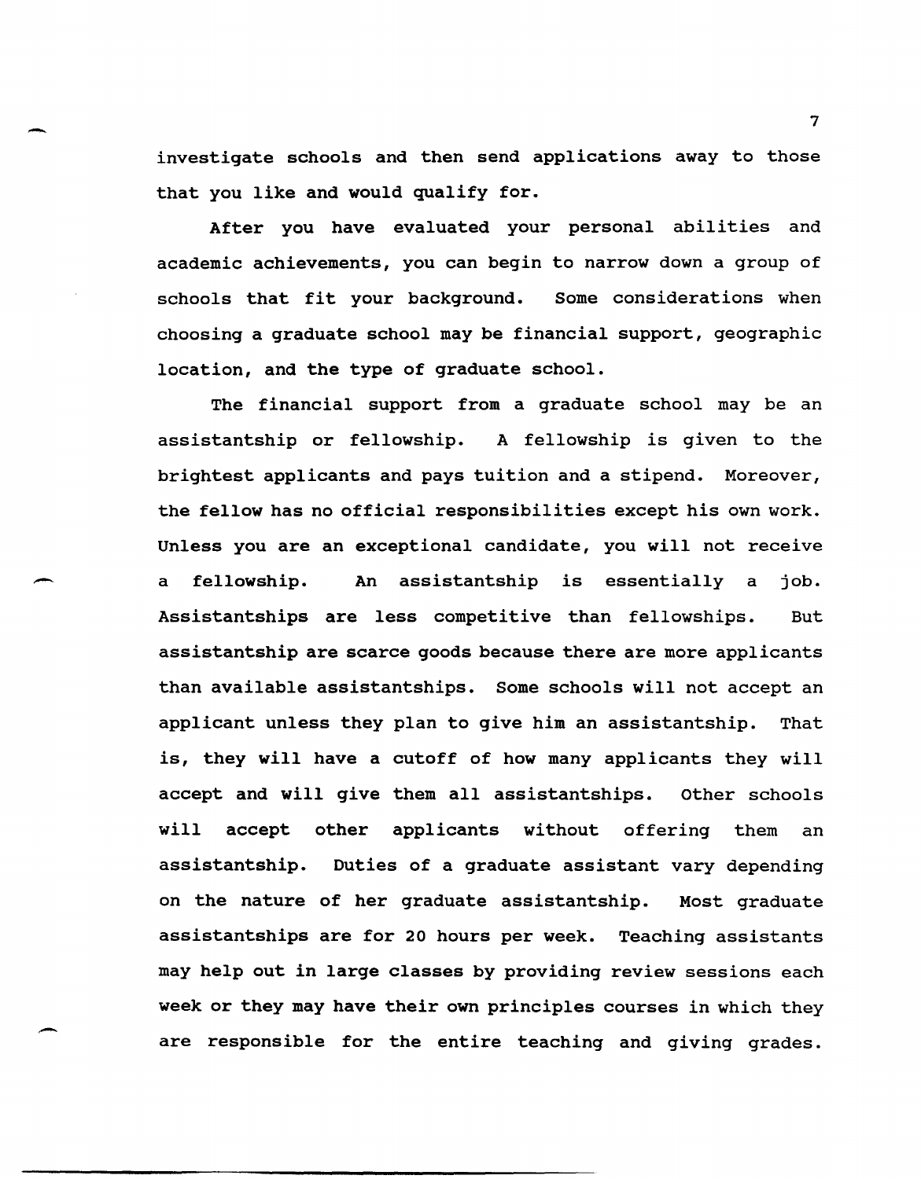investigate schools and then send applications away to those that you like and would qualify for.

After you have evaluated your personal abilities and academic achievements, you can begin to narrow down a group of schools that fit your background. Some considerations when choosing a graduate school may be financial support, geographic location, and the type of graduate school.

The financial support from a graduate school may be an assistantship or fellowship. A fellowship is given to the brightest applicants and pays tuition and a stipend. Moreover, the fellow has no official responsibilities except his own work. Unless you are an exceptional candidate, you will not receive a fellowship. An assistantship is essentially a job. Assistantships are less competitive than fellowships. But assistantship are scarce goods because there are more applicants than available assistantships. Some schools will not accept an applicant unless they plan to give him an assistantship. That is, they will have a cutoff of how many applicants they will accept and will give them all assistantships. Other schools will accept other applicants without offering them an assistantship. Duties of a graduate assistant vary depending on the nature of her graduate assistantship. Most graduate assistantships are for 20 hours per week. Teaching assistants may help out in large classes by providing review sessions each week or they may have their own principles courses in which they are responsible for the entire teaching and giving grades.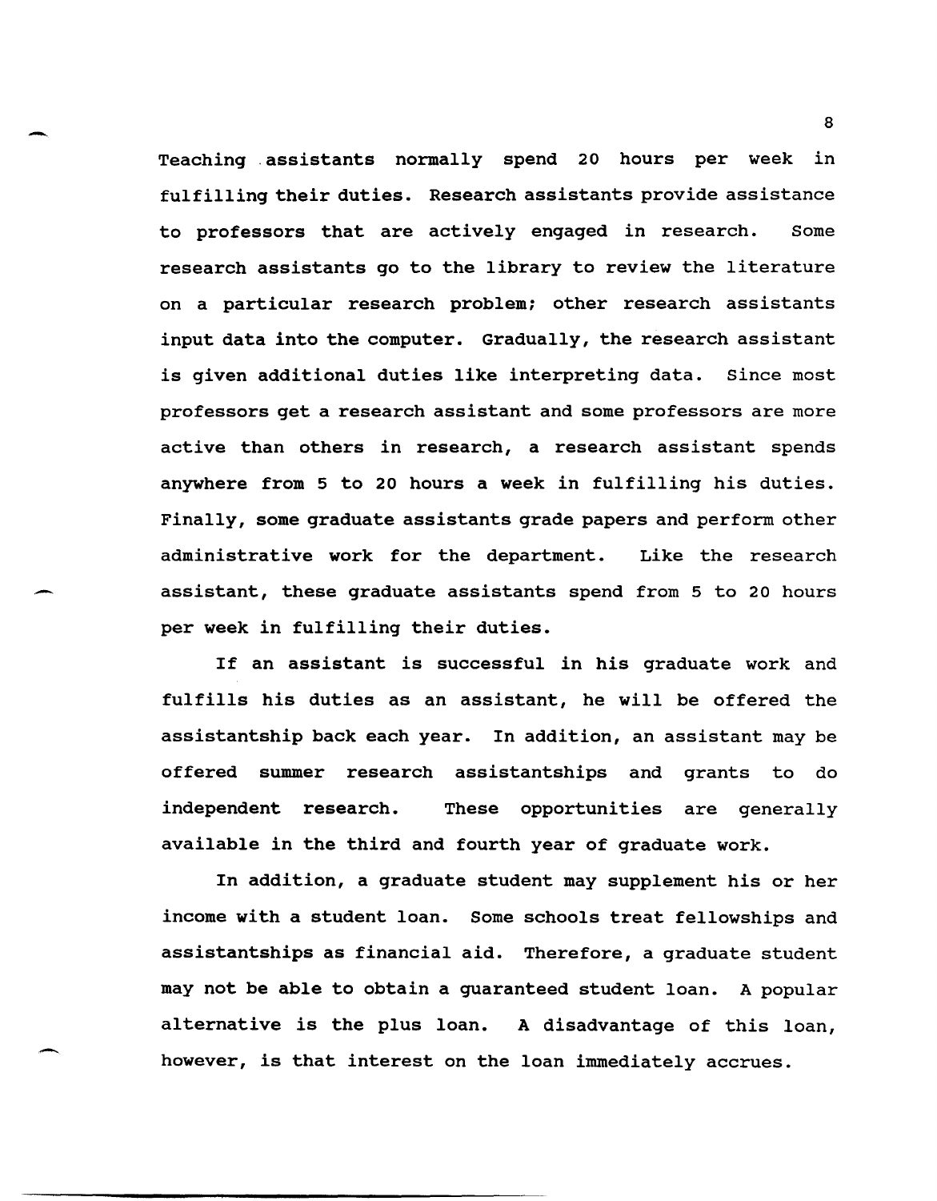Teaching assistants normally spend 20 hours per week in fulfilling their duties. Research assistants provide assistance to professors that are actively engaged in research. Some research assistants go to the library to review the literature on a particular research problem; other research assistants input data into the computer. Gradually, the research assistant is given additional duties like interpreting data. Since most professors get a research assistant and some professors are more active than others in research, a research assistant spends anywhere from 5 to 20 hours a week in fulfilling his duties. Finally, some graduate assistants grade papers and perform other administrative work for the department. Like the research assistant, these graduate assistants spend from 5 to 20 hours per week in fulfilling their duties.

If an assistant is successful in his graduate work and fulfills his duties as an assistant, he will be offered the assistantship back each year. In addition, an assistant may be offered summer research assistantships and grants to do independent research. These opportunities are generally available in the third and fourth year of graduate work.

In addition, a graduate student may supplement his or her income with a student loan. Some schools treat fellowships and assistantships as financial aid. Therefore, a graduate student may not be able to obtain a guaranteed student loan. A popular alternative is the plus loan. A disadvantage of this loan, however, is that interest on the loan immediately accrues.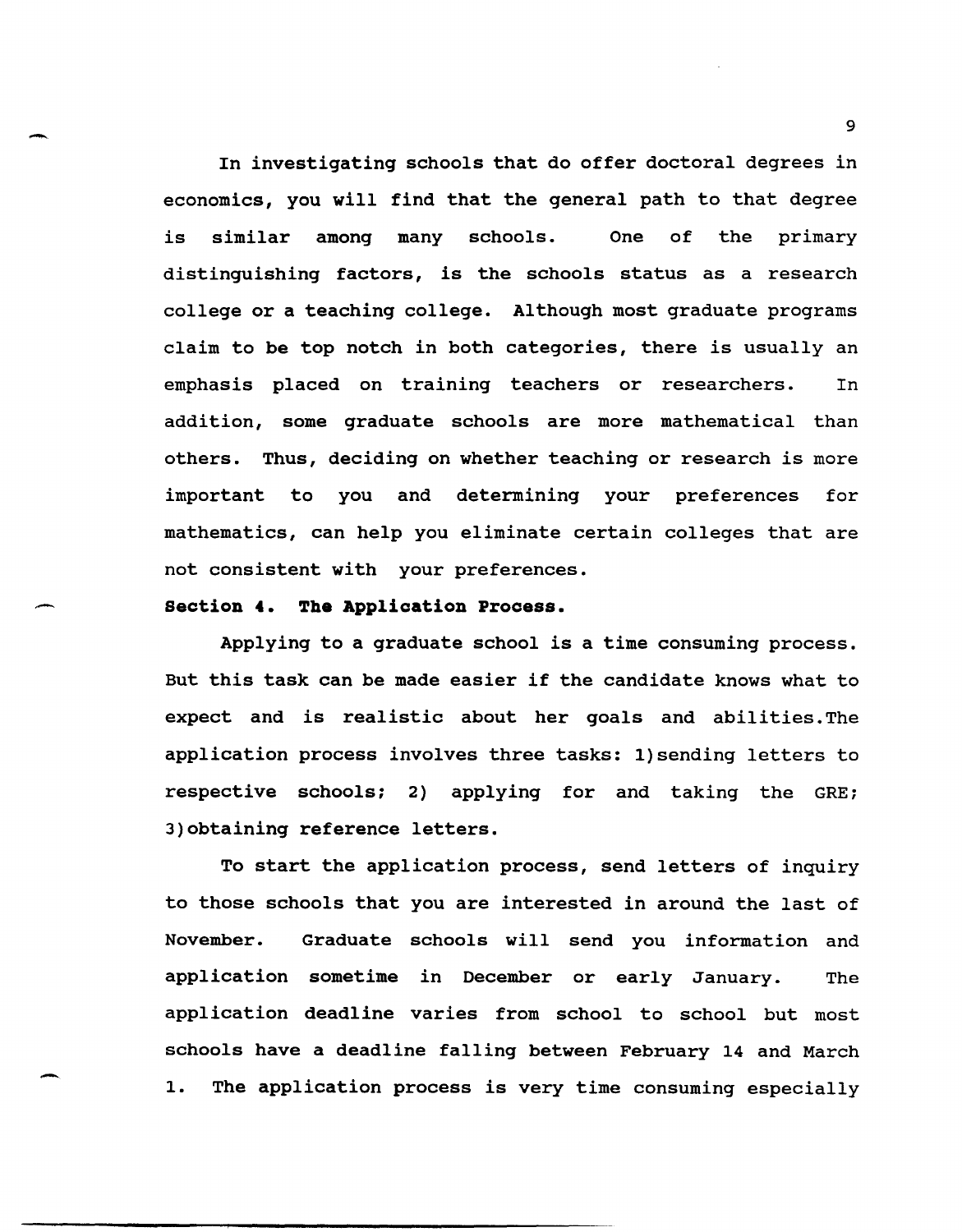In investigating schools that do offer doctoral degrees in economics, you will find that the general path to that degree is similar among many schools. One of the primary distinguishing factors, is the schools status as a research college or a teaching college. Although most graduate programs claim to be top notch in both categories, there is usually an emphasis placed on training teachers or researchers. In addition, some graduate schools are more mathematical than others. Thus, deciding on whether teaching or research is more important to you and determining your preferences for mathematics, can help you eliminate certain colleges that are not consistent with your preferences.

**Section 4. The Application Process.**

Applying to a graduate school is a time consuming process. But this task can be made easier if the candidate knows what to expect and is realistic about her goals and abilities.The application process involves three tasks: 1)sending letters to respective schools; 2) applying for and taking the GRE; 3)obtaining reference letters.

To start the application process, send letters of inquiry to those schools that you are interested in around the last of November. Graduate schools will send you information and application sometime in December or early January. The application deadline varies from school to school but most schools have a deadline falling between February 14 and March 1. The application process is very time consuming especially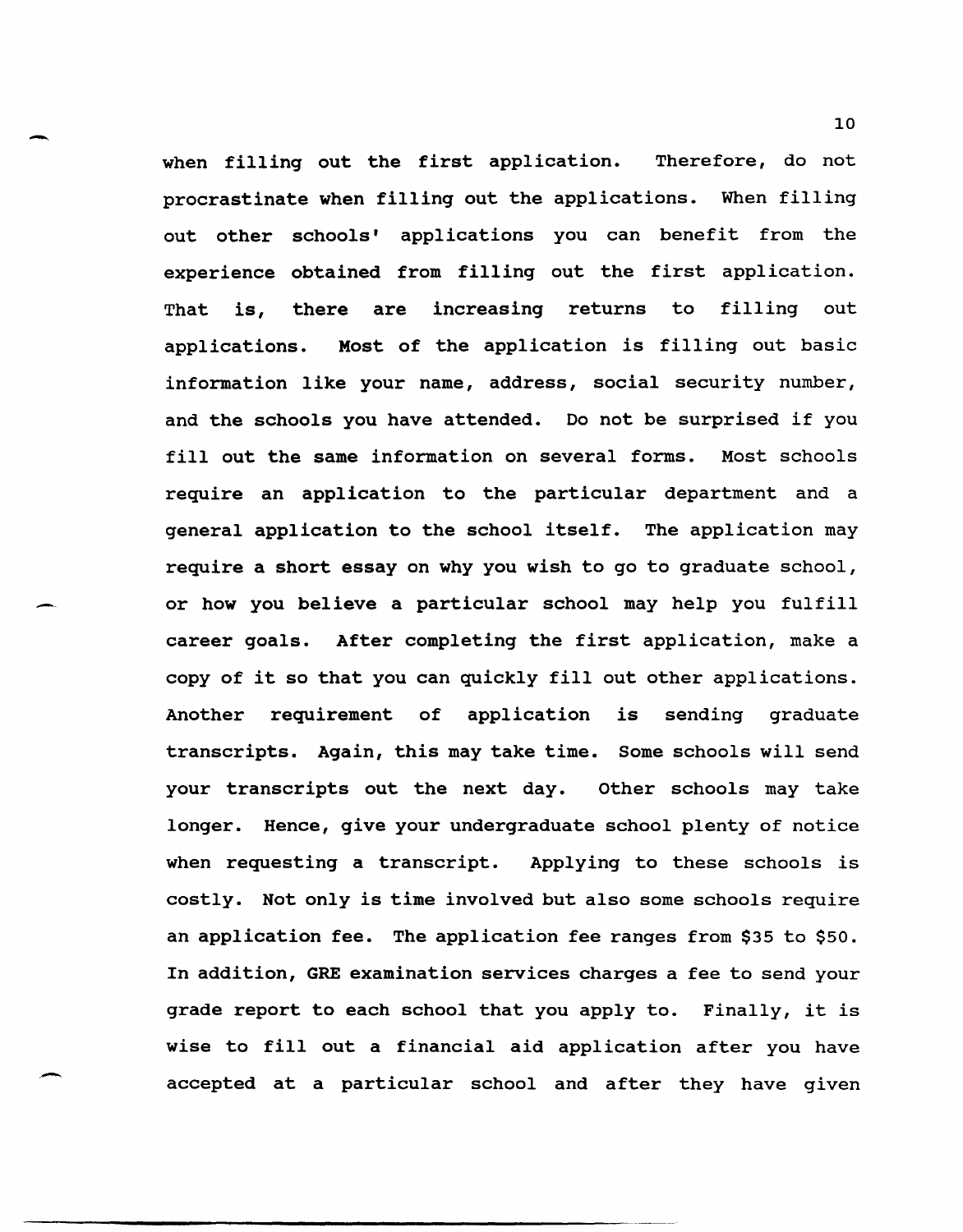when filling out the first application. Therefore, do not procrastinate when filling out the applications. When filling out other schools' applications you can benefit from the experience obtained from filling out the first application. That is, there are increasing returns to filling out applications. Most of the application is filling out basic information like your name, address, social security number, and the schools you have attended. Do not be surprised if you fill out the same information on several forms. Most schools require an application to the particular department and a general application to the school itself. The application may require a short essay on why you wish to go to graduate school, or how you believe a particular school may help you fulfill career goals. After completing the first application, make a copy of it so that you can quickly fill out other applications. Another requirement of application is sending graduate transcripts. Again, this may take time. Some schools will send your transcripts out the next day. Other schools may take longer. Hence, give your undergraduate school plenty of notice when requesting a transcript. Applying to these schools is costly. Not only is time involved but also some schools require an application fee. The application fee ranges from $35 to $50. In addition, GRE examination services charges a fee to send your grade report to each school that you apply to. Finally, it is wise to fill out a financial aid application after you have accepted at a particular school and after they have given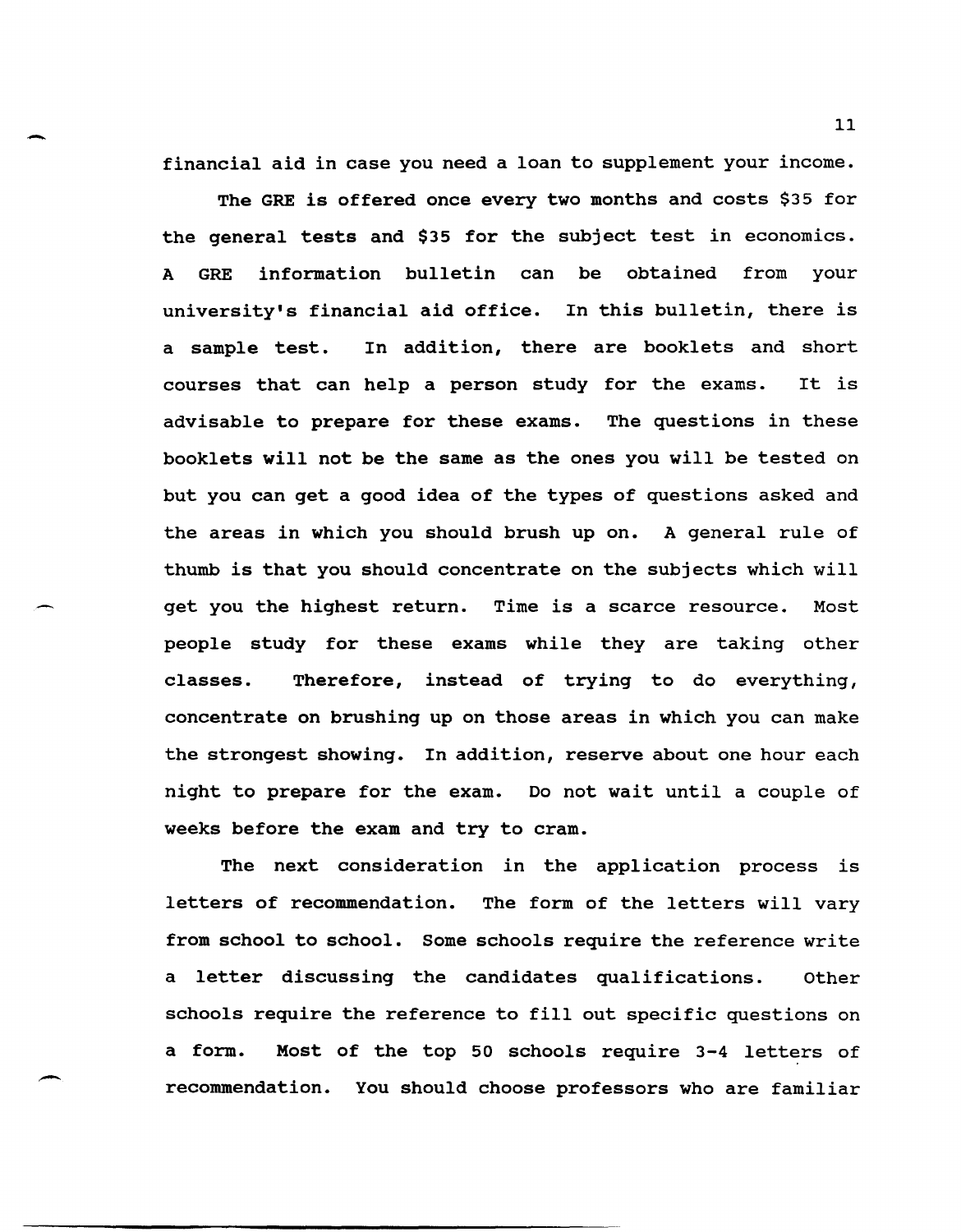financial aid in case you need a loan to supplement your income.

The GRE is offered once every two months and costs $35 for the general tests and $35 for the subject test in economics. A GRE information bulletin can be obtained from your university's financial aid office. In this bulletin, there is a sample test. In addition, there are booklets and short courses that can help a person study for the exams. It is advisable to prepare for these exams. The questions in these booklets will not be the same as the ones you will be tested on but you can get a good idea of the types of questions asked and the areas in which you should brush up on. A general rule of thumb is that you should concentrate on the subjects which will get you the highest return. Time is a scarce resource. Most people study for these exams while they are taking other classes. Therefore, instead of trying to do everything, concentrate on brushing up on those areas in which you can make the strongest showing. In addition, reserve about one hour each night to prepare for the exam. Do not wait until a couple of weeks before the exam and try to cram.

The next consideration in the application process is letters of recommendation. The form of the letters will vary from school to school. Some schools require the reference write a letter discussing the candidates qualifications. Other schools require the reference to fill out specific questions on a form. Most of the top 50 schools require 3-4 letters of recommendation. You should choose professors who are familiar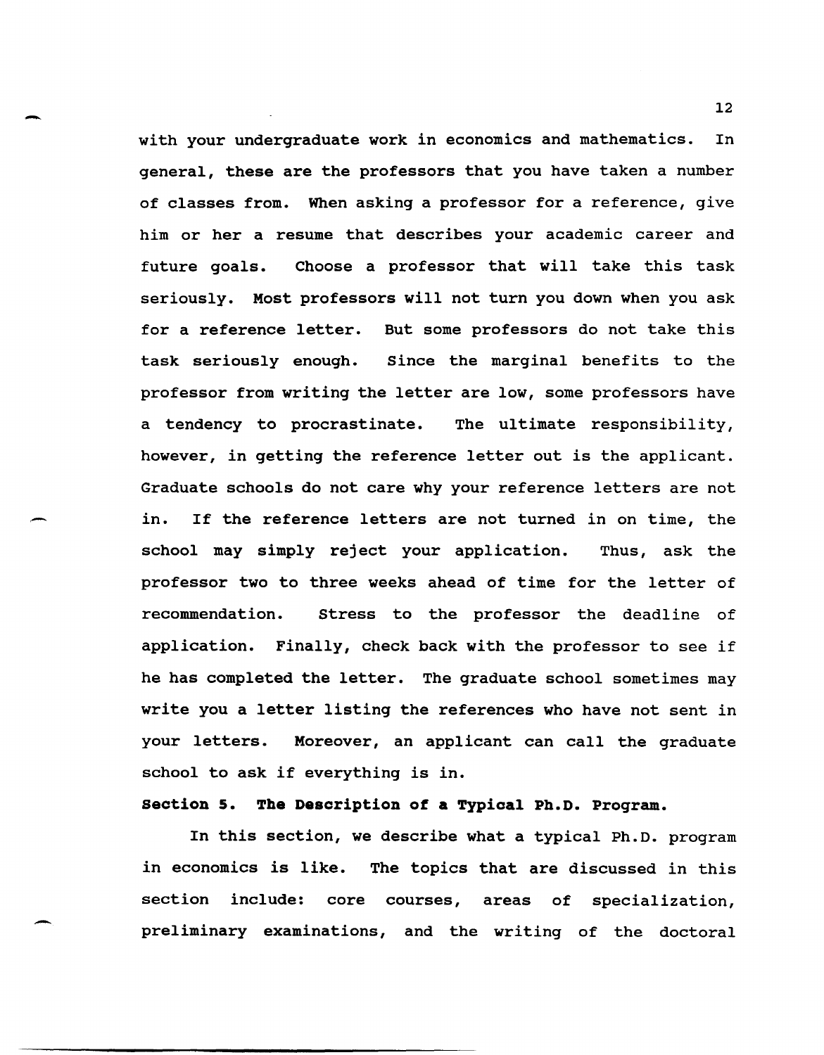with your undergraduate work in economics and mathematics. In general, these are the professors that you have taken a number of classes from. When asking a professor for a reference, give him or her a resume that describes your academic career and future goals. Choose a professor that will take this task seriously. Most professors will not turn you down when you ask for a reference letter. But some professors do not take this task seriously enough. Since the marginal benefits to the professor from writing the letter are low, some professors have a tendency to procrastinate. The ultimate responsibility, however, in getting the reference letter out is the applicant. Graduate schools do not care why your reference letters are not in. If the reference letters are not turned in on time, the school may simply reject your application. Thus, ask the professor two to three weeks ahead of time for the letter of recommendation. Stress to the professor the deadline of application. Finally, check back with the professor to see if he has completed the letter. The graduate school sometimes may write you a letter listing the references who have not sent in your letters. Moreover, an applicant can call the graduate school to ask if everything is in.

## Section 5. The Description of a Typical Ph.D. Program.

In this section, we describe what a typical Ph.D. program in economics is like. The topics that are discussed in this section include: core courses, areas of specialization, preliminary examinations, and the writing of the doctoral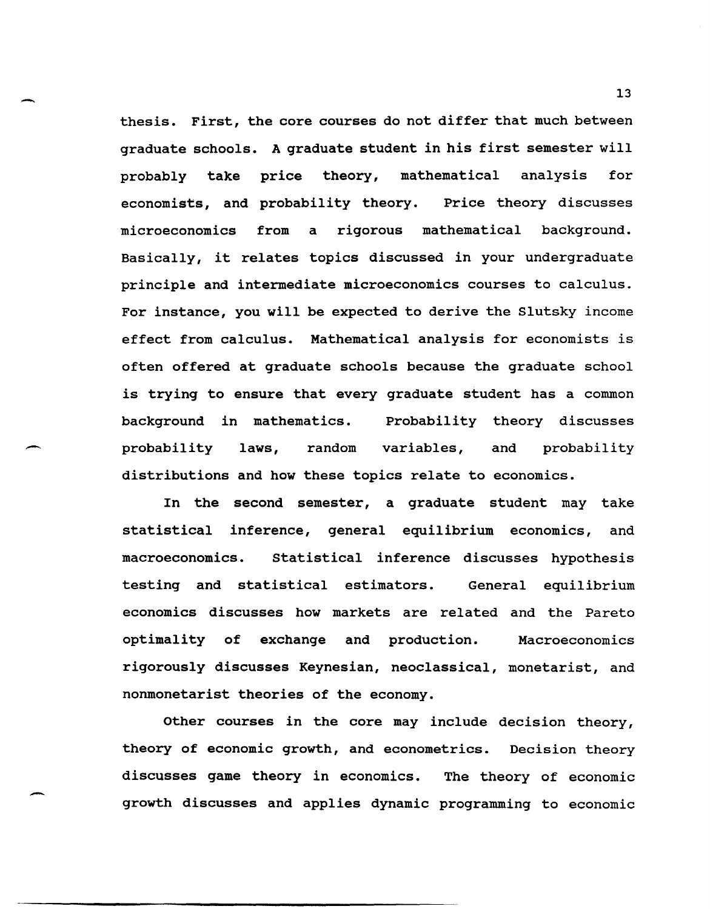thesis. First, the core courses do not differ that much between graduate schools. A graduate student in his first semester will probably take price theory, mathematical analysis for economists, and probability theory. Price theory discusses microeconomics from a rigorous mathematical background. Basically, it relates topics discussed in your undergraduate principle and intermediate microeconomics courses to calculus. For instance, you will be expected to derive the Slutsky income effect from calculus. Mathematical analysis for economists is often offered at graduate schools because the graduate school is trying to ensure that every graduate student has a common background in mathematics. Probability theory discusses probability laws, random variables, and probability distributions and how these topics relate to economics.

In the second semester, a graduate student may take statistical inference, general equilibrium economics, and macroeconomics. Statistical inference discusses hypothesis testing and statistical estimators. General equilibrium economics discusses how markets are related and the Pareto optimality of exchange and production. Macroeconomics rigorously discusses Keynesian, neoclassical, monetarist, and nonmonetarist theories of the economy.

Other courses in the core may include decision theory, theory of economic growth, and econometrics. Decision theory discusses game theory in economics. The theory of economic growth discusses and applies dynamic programming to economic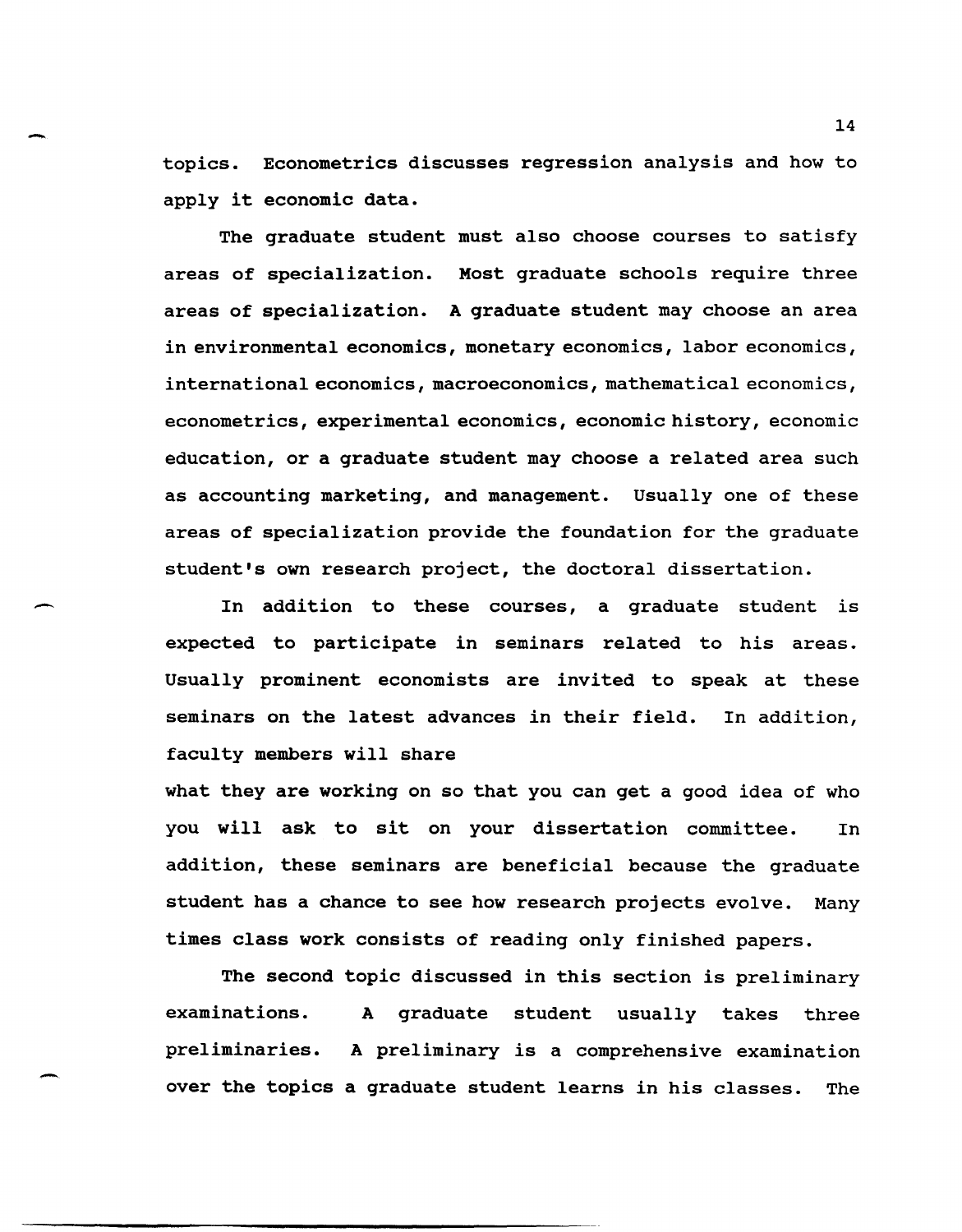topics. Econometrics discusses regression analysis and how to apply it economic data.

The graduate student must also choose courses to satisfy areas of specialization. Most graduate schools require three areas of specialization. A graduate student may choose an area in environmental economics, monetary economics, labor economics, international economics, macroeconomics, mathematical economics, econometrics, experimental economics, economic history, economic education, or a graduate student may choose a related area such as accounting marketing, and management. Usually one of these areas of specialization provide the foundation for the graduate student's own research project, the doctoral dissertation.

In addition to these courses, a graduate student is expected to participate in seminars related to his areas. Usually prominent economists are invited to speak at these seminars on the latest advances in their field. In addition, faculty members will share what they are working on so that you can get a good idea of who you will ask to sit on your dissertation committee. In addition, these seminars are beneficial because the graduate student has a chance to see how research projects evolve. Many times class work consists of reading only finished papers.

The second topic discussed in this section is preliminary examinations. A graduate student usually takes three preliminaries. A preliminary is a comprehensive examination over the topics a graduate student learns in his classes. The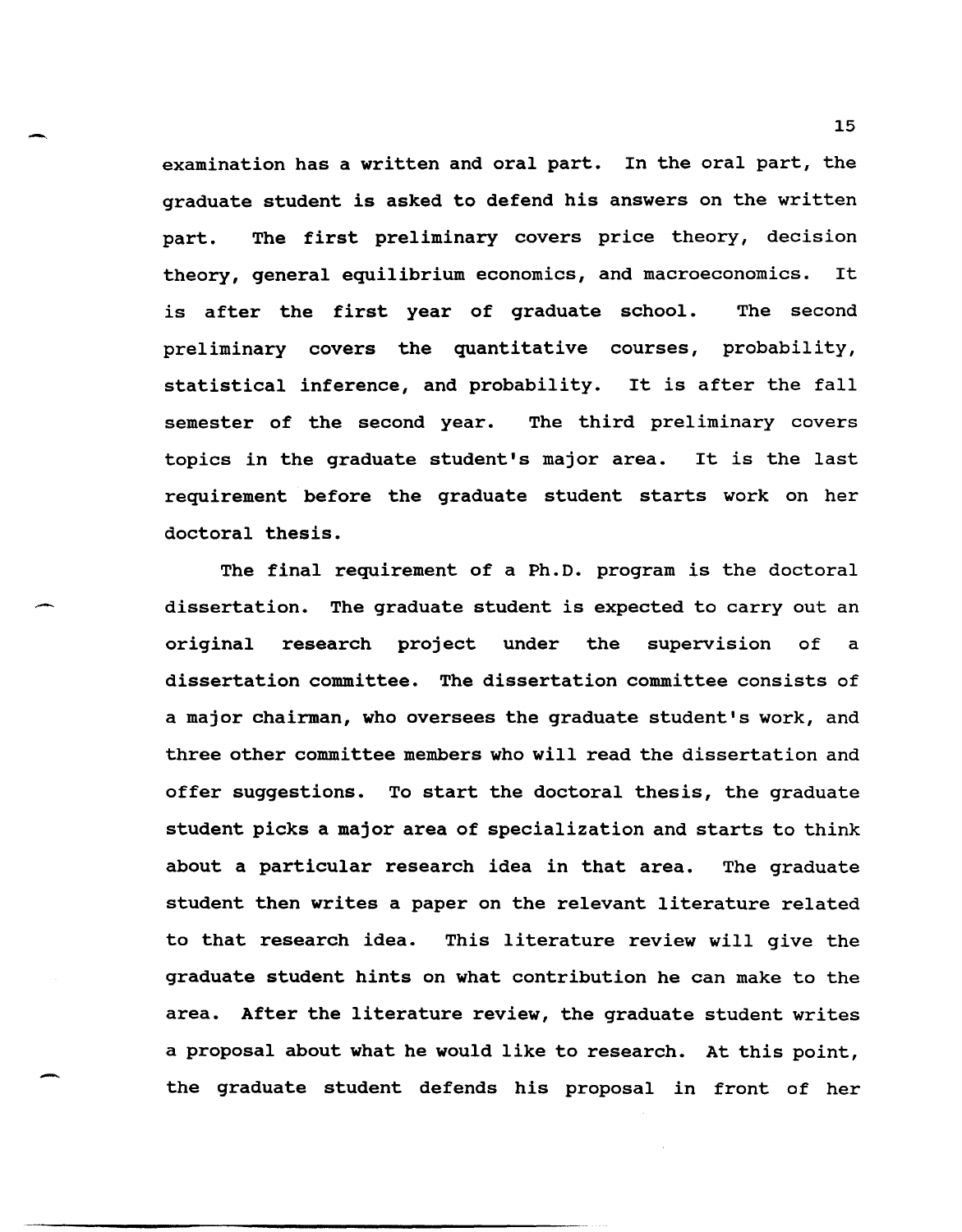examination has a written and oral part. In the oral part, the graduate student is asked to defend his answers on the written part. The first preliminary covers price theory, decision theory, general equilibrium economics, and macroeconomics. It is after the first year of graduate school. The second preliminary covers the quantitative courses, probability, statistical inference, and probability. It is after the fall semester of the second year. The third preliminary covers topics in the graduate student's major area. It is the last requirement before the graduate student starts work on her doctoral thesis.

The final requirement of a Ph.D. program is the doctoral dissertation. The graduate student is expected to carry out an original research project under the supervision of a dissertation committee. The dissertation committee consists of a major chairman, who oversees the graduate student's work, and three other committee members who will read the dissertation and offer suggestions. To start the doctoral thesis, the graduate student picks a major area of specialization and starts to think about a particular research idea in that area. The graduate student then writes a paper on the relevant literature related to that research idea. This literature review will give the graduate student hints on what contribution he can make to the area. After the literature review, the graduate student writes a proposal about what he would like to research. At this point, the graduate student defends his proposal in front of her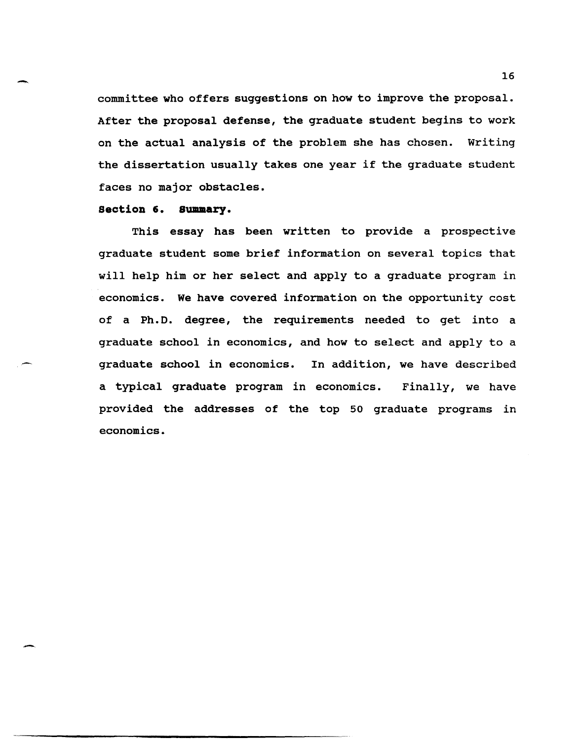committee who offers suggestions on how to improve the proposal. After the proposal defense, the graduate student begins to work on the actual analysis of the problem she has chosen. Writing the dissertation usually takes one year if the graduate student faces no major obstacles.

## Section 6. Summary.

This essay has been written to provide a prospective graduate student some brief information on several topics that will help him or her select and apply to a graduate program in economics. We have covered information on the opportunity cost of a Ph.D. degree, the requirements needed to get into a graduate school in economics, and how to select and apply to a graduate school in economics. In addition, we have described a typical graduate program in economics. Finally, we have provided the addresses of the top 50 graduate programs in economics.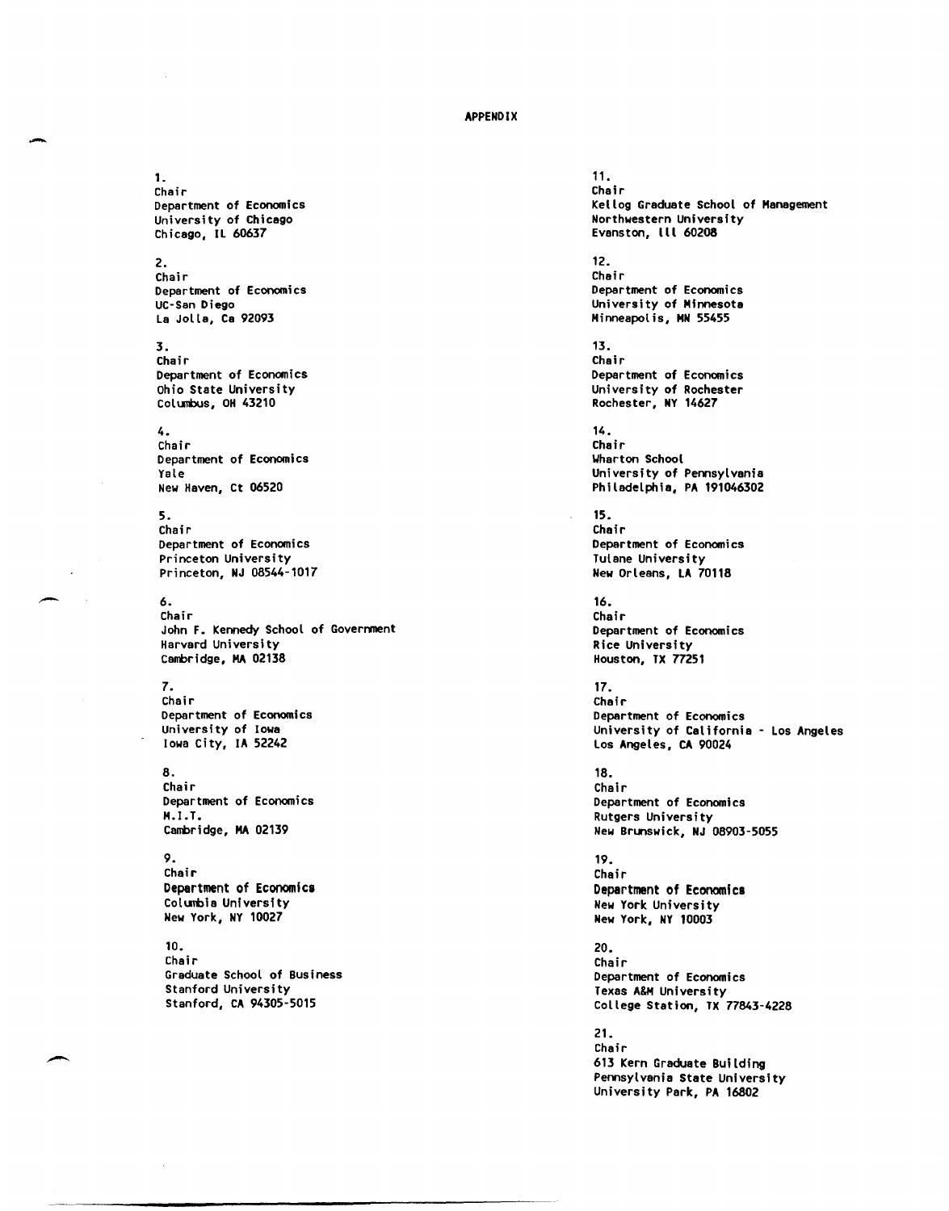# APPENDIX

1.
Chair
Department of Economics
University of Chicago
Chicago, IL 60637

2.
Chair
Department of Economics
UC-San Diego
La Jolla, Ca 92093

3.
Chair
Department of Economics
Ohio State University
Columbus, OH 43210

4.
Chair
Department of Economics
Yale
New Haven, Ct 06520

5.
Chair
Department of Economics
Princeton University
Princeton, NJ 08544-1017

6.
Chair
John F. Kennedy School of Government
Harvard University
Cambridge, MA 02138

7.
Chair
Department of Economics
University of Iowa
Iowa City, IA 52242

8.
Chair
Department of Economics
M.I.T.
Cambridge, MA 02139

9.
Chair
Department of Economics
Columbia University
New York, NY 10027

10.
Chair
Graduate School of Business
Stanford University
Stanford, CA 94305-5015

11.
Chair
Kellog Graduate School of Management
Northwestern University
Evanston, Ill 60208

12.
Chair
Department of Economics
University of Minnesota
Minneapolis, MN 55455

13.
Chair
Department of Economics
University of Rochester
Rochester, NY 14627

14.
Chair
Wharton School
University of Pennsylvania
Philadelphia, PA 191046302

15.
Chair
Department of Economics
Tulane University
New Orleans, LA 70118

16.
Chair
Department of Economics
Rice University
Houston, TX 77251

17.
Chair
Department of Economics
University of California - Los Angeles
Los Angeles, CA 90024

18.
Chair
Department of Economics
Rutgers University
New Brunswick, NJ 08903-5055

19.
Chair
Department of Economics
New York University
New York, NY 10003

20.
Chair
Department of Economics
Texas A&M University
College Station, TX 77843-4228

21.
Chair
613 Kern Graduate Building
Pennsylvania State University
University Park, PA 16802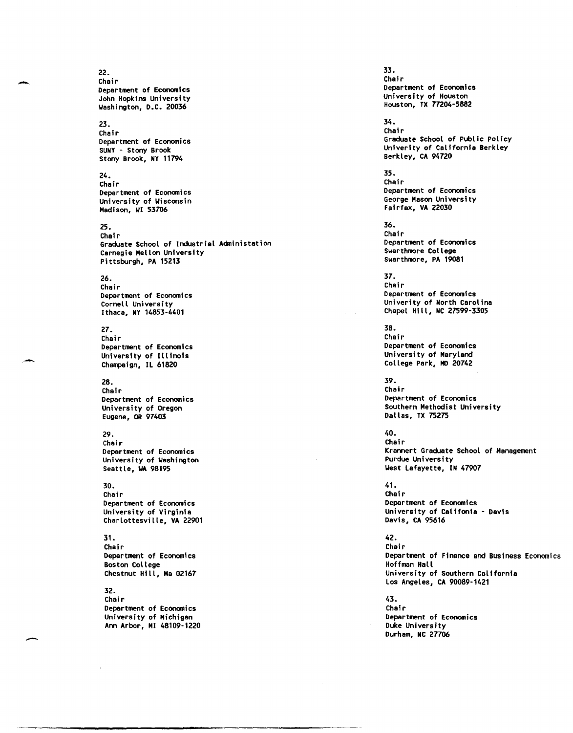22.
Chair
Department of Economics
John Hopkins University
Washington, D.C. 20036

23.
Chair
Department of Economics
SUNY - Stony Brook
Stony Brook, NY 11794

24.
Chair
Department of Economics
University of Wisconsin
Madison, WI 53706

25.
Chair
Graduate School of Industrial Administation
Carnegie Mellon University
Pittsburgh, PA 15213

26.
Chair
Department of Economics
Cornell University
Ithaca, NY 14853-4401

27.
Chair
Department of Economics
University of Illinois
Champaign, IL 61820

28.
Chair
Department of Economics
University of Oregon
Eugene, OR 97403

29.
Chair
Department of Economics
University of Washington
Seattle, WA 98195

30.
Chair
Department of Economics
University of Virginia
Charlottesville, VA 22901

31.
Chair
Department of Economics
Boston College
Chestnut Hill, Ma 02167

32.
Chair
Department of Economics
University of Michigan
Ann Arbor, MI 48109-1220

33.
Chair
Department of Economics
University of Houston
Houston, TX 77204-5882

34.
Chair
Graduate School of Public Policy
Univerity of California Berkley
Berkley, CA 94720

35.
Chair
Department of Economics
George Mason University
Fairfax, VA 22030

36.
Chair
Department of Economics
Swarthmore College
Swarthmore, PA 19081

37.
Chair
Department of Economics
Univerity of North Carolina
Chapel Hill, NC 27599-3305

38.
Chair
Department of Economics
University of Maryland
College Park, MD 20742

39.
Chair
Department of Economics
Southern Methodist University
Dallas, TX 75275

40.
Chair
Krannert Graduate School of Management
Purdue University
West Lafayette, IN 47907

41.
Chair
Department of Economics
University of Califonia - Davis
Davis, CA 95616

42.
Chair
Department of Finance and Business Economics
Hoffman Hall
University of Southern California
Los Angeles, CA 90089-1421

43.
Chair
Department of Economics
Duke University
Durham, NC 27706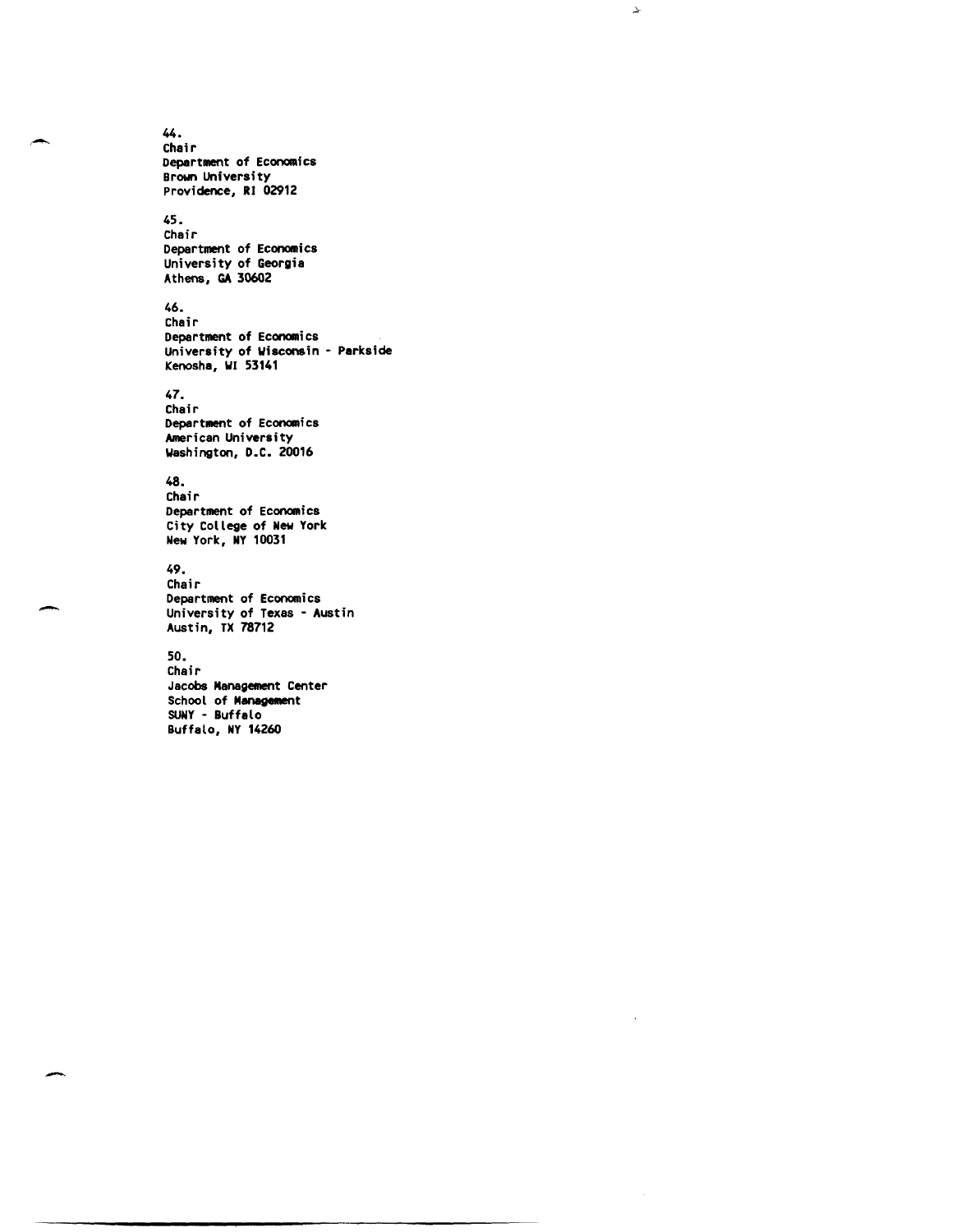44.
Chair
Department of Economics
Brown University
Providence, RI 02912

45.
Chair
Department of Economics
University of Georgia
Athens, GA 30602

46.
Chair
Department of Economics
University of Wisconsin - Parkside
Kenosha, WI 53141

47.
Chair
Department of Economics
American University
Washington, D.C. 20016

48.
Chair
Department of Economics
City College of New York
New York, NY 10031

49.
Chair
Department of Economics
University of Texas - Austin
Austin, TX 78712

50.
Chair
Jacobs Management Center
School of Management
SUNY - Buffalo
Buffalo, NY 14260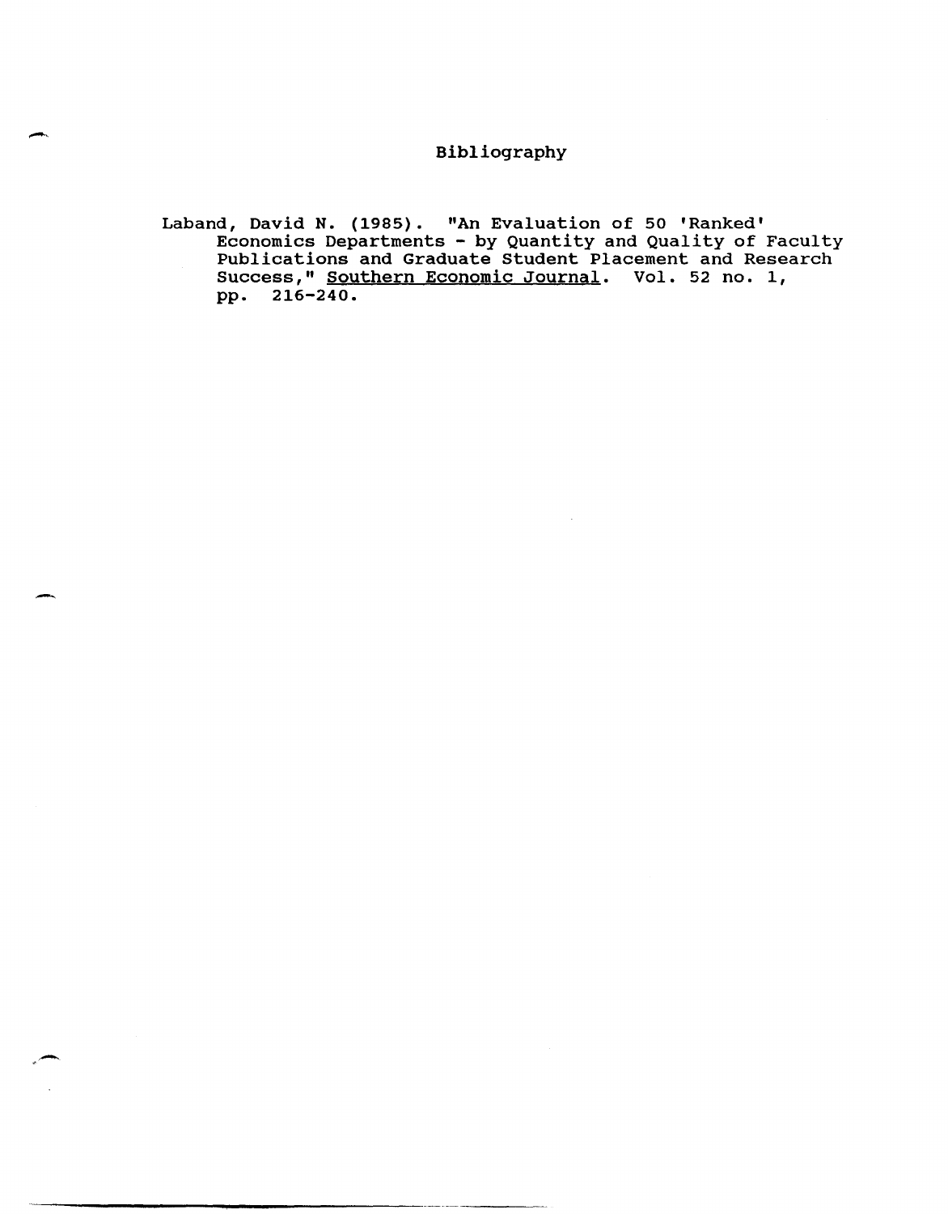# Bibliography

Laband, David N. (1985). "An Evaluation of 50 'Ranked' Economics Departments - by Quantity and Quality of Faculty Publications and Graduate Student Placement and Research Success," Southern Economic Journal. Vol. 52 no. 1, pp. 216-240.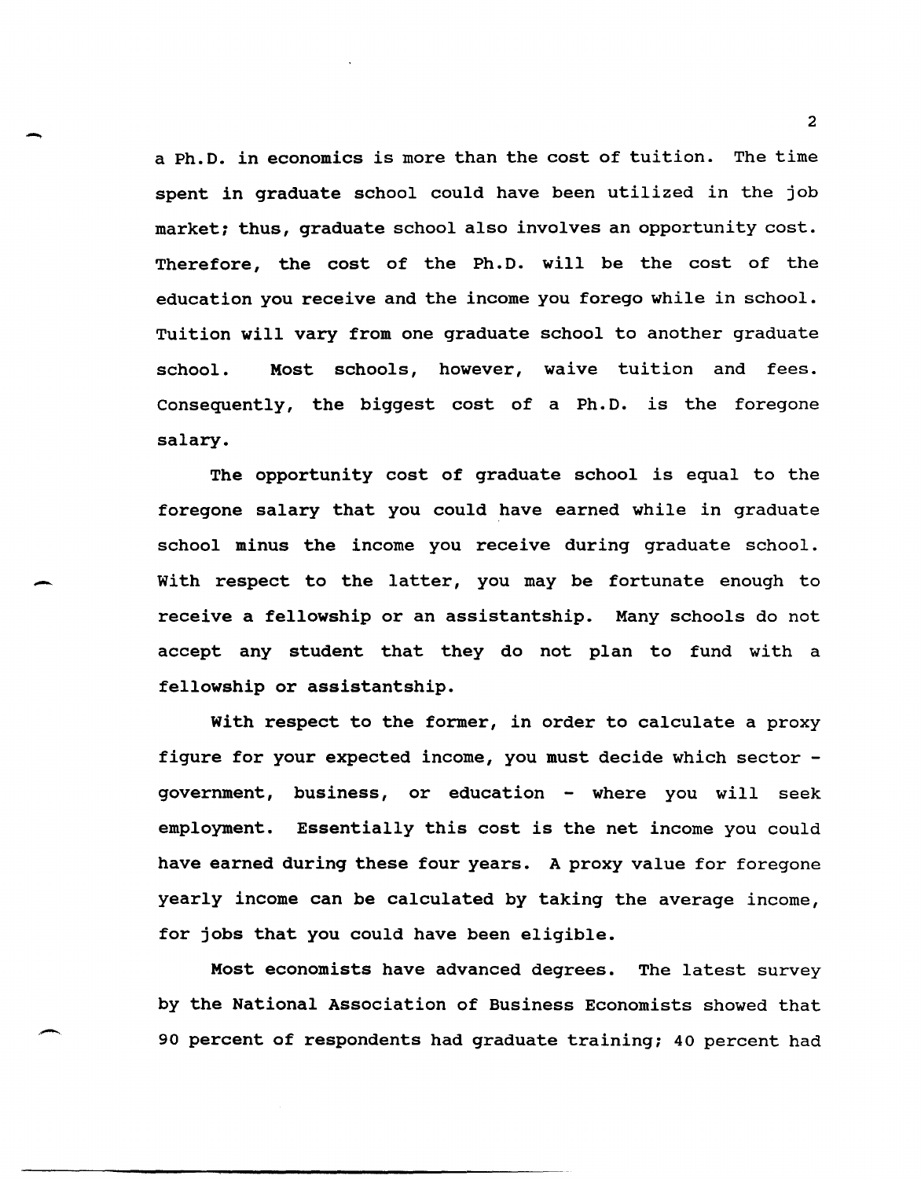a Ph.D. in economics is more than the cost of tuition. The time spent in graduate school could have been utilized in the job market; thus, graduate school also involves an opportunity cost. Therefore, the cost of the Ph.D. will be the cost of the education you receive and the income you forego while in school. Tuition will vary from one graduate school to another graduate school. Most schools, however, waive tuition and fees. Consequently, the biggest cost of a Ph.D. is the foregone salary.

The opportunity cost of graduate school is equal to the foregone salary that you could have earned while in graduate school minus the income you receive during graduate school. With respect to the latter, you may be fortunate enough to receive a fellowship or an assistantship. Many schools do not accept any student that they do not plan to fund with a fellowship or assistantship.

With respect to the former, in order to calculate a proxy figure for your expected income, you must decide which sector - government, business, or education - where you will seek employment. Essentially this cost is the net income you could have earned during these four years. A proxy value for foregone yearly income can be calculated by taking the average income, for jobs that you could have been eligible.

Most economists have advanced degrees. The latest survey by the National Association of Business Economists showed that 90 percent of respondents had graduate training; 40 percent had